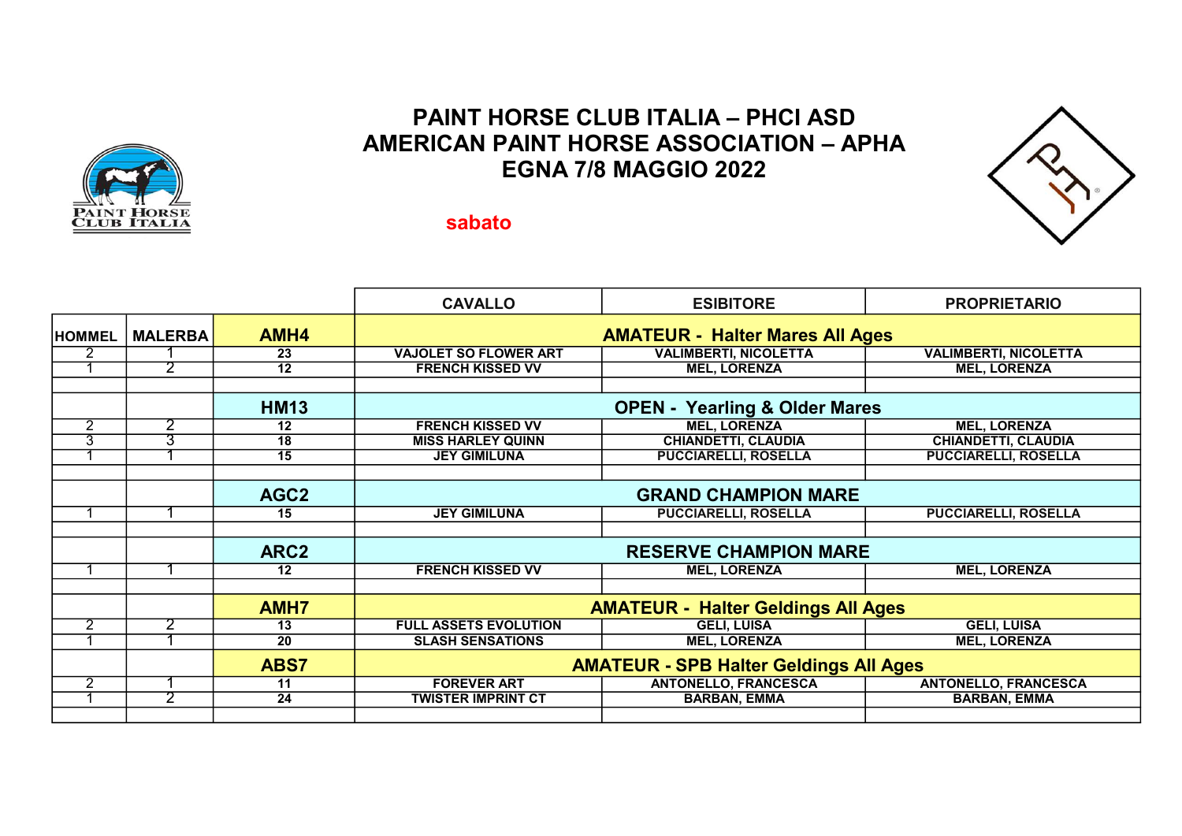# PAINT HORSE CLUB ITALIA – PHCI ASD
# AMERICAN PAINT HORSE ASSOCIATION – APHA
# EGNA 7/8 MAGGIO 2022

**sabato**

| | | | CAVALLO | ESIBITORE | PROPRIETARIO |
|---|---|---|---|---|---|
| HOMMEL | MALERBA | AMH4 | AMATEUR - Halter Mares All Ages | | |
| 2 | 1 | 23 | VAJOLET SO FLOWER ART | VALIMBERTI, NICOLETTA | VALIMBERTI, NICOLETTA |
| 1 | 2 | 12 | FRENCH KISSED VV | MEL, LORENZA | MEL, LORENZA |
| | | | | | |
| | | HM13 | OPEN - Yearling & Older Mares | | |
| 2 | 2 | 12 | FRENCH KISSED VV | MEL, LORENZA | MEL, LORENZA |
| 3 | 3 | 18 | MISS HARLEY QUINN | CHIANDETTI, CLAUDIA | CHIANDETTI, CLAUDIA |
| 1 | 1 | 15 | JEY GIMILUNA | PUCCIARELLI, ROSELLA | PUCCIARELLI, ROSELLA |
| | | | | | |
| | | AGC2 | GRAND CHAMPION MARE | | |
| 1 | 1 | 15 | JEY GIMILUNA | PUCCIARELLI, ROSELLA | PUCCIARELLI, ROSELLA |
| | | | | | |
| | | ARC2 | RESERVE CHAMPION MARE | | |
| 1 | 1 | 12 | FRENCH KISSED VV | MEL, LORENZA | MEL, LORENZA |
| | | | | | |
| | | AMH7 | AMATEUR - Halter Geldings All Ages | | |
| 2 | 2 | 13 | FULL ASSETS EVOLUTION | GELI, LUISA | GELI, LUISA |
| 1 | 1 | 20 | SLASH SENSATIONS | MEL, LORENZA | MEL, LORENZA |
| | | ABS7 | AMATEUR - SPB Halter Geldings All Ages | | |
| 2 | 1 | 11 | FOREVER ART | ANTONELLO, FRANCESCA | ANTONELLO, FRANCESCA |
| 1 | 2 | 24 | TWISTER IMPRINT CT | BARBAN, EMMA | BARBAN, EMMA |
| | | | | | |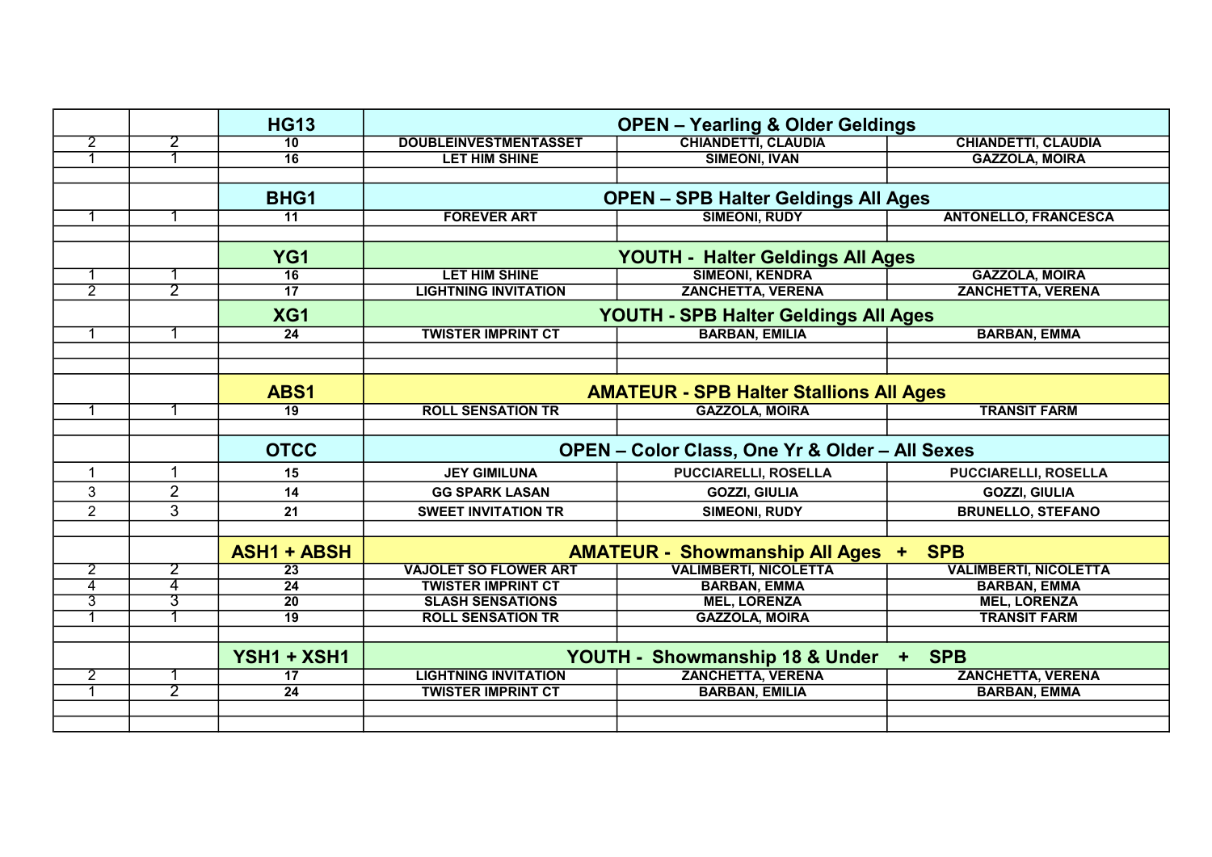| | | HG13 | OPEN – Yearling & Older Geldings | | |
|---|---|---|---|---|---|
| 2 | 2 | 10 | DOUBLEINVESTMENTASSET | CHIANDETTI, CLAUDIA | CHIANDETTI, CLAUDIA |
| 1 | 1 | 16 | LET HIM SHINE | SIMEONI, IVAN | GAZZOLA, MOIRA |
| | | | | | |
| | | BHG1 | OPEN – SPB Halter Geldings All Ages | | |
| 1 | 1 | 11 | FOREVER ART | SIMEONI, RUDY | ANTONELLO, FRANCESCA |
| | | | | | |
| | | YG1 | YOUTH - Halter Geldings All Ages | | |
| 1 | 1 | 16 | LET HIM SHINE | SIMEONI, KENDRA | GAZZOLA, MOIRA |
| 2 | 2 | 17 | LIGHTNING INVITATION | ZANCHETTA, VERENA | ZANCHETTA, VERENA |
| | | XG1 | YOUTH - SPB Halter Geldings All Ages | | |
| 1 | 1 | 24 | TWISTER IMPRINT CT | BARBAN, EMILIA | BARBAN, EMMA |
| | | | | | |
| | | | | | |
| | | ABS1 | AMATEUR - SPB Halter Stallions All Ages | | |
| 1 | 1 | 19 | ROLL SENSATION TR | GAZZOLA, MOIRA | TRANSIT FARM |
| | | | | | |
| | | OTCC | OPEN – Color Class, One Yr & Older – All Sexes | | |
| 1 | 1 | 15 | JEY GIMILUNA | PUCCIARELLI, ROSELLA | PUCCIARELLI, ROSELLA |
| 3 | 2 | 14 | GG SPARK LASAN | GOZZI, GIULIA | GOZZI, GIULIA |
| 2 | 3 | 21 | SWEET INVITATION TR | SIMEONI, RUDY | BRUNELLO, STEFANO |
| | | | | | |
| | | ASH1 + ABSH | AMATEUR - Showmanship All Ages + SPB | | |
| 2 | 2 | 23 | VAJOLET SO FLOWER ART | VALIMBERTI, NICOLETTA | VALIMBERTI, NICOLETTA |
| 4 | 4 | 24 | TWISTER IMPRINT CT | BARBAN, EMMA | BARBAN, EMMA |
| 3 | 3 | 20 | SLASH SENSATIONS | MEL, LORENZA | MEL, LORENZA |
| 1 | 1 | 19 | ROLL SENSATION TR | GAZZOLA, MOIRA | TRANSIT FARM |
| | | | | | |
| | | YSH1 + XSH1 | YOUTH - Showmanship 18 & Under + SPB | | |
| 2 | 1 | 17 | LIGHTNING INVITATION | ZANCHETTA, VERENA | ZANCHETTA, VERENA |
| 1 | 2 | 24 | TWISTER IMPRINT CT | BARBAN, EMILIA | BARBAN, EMMA |
| | | | | | |
| | | | | | |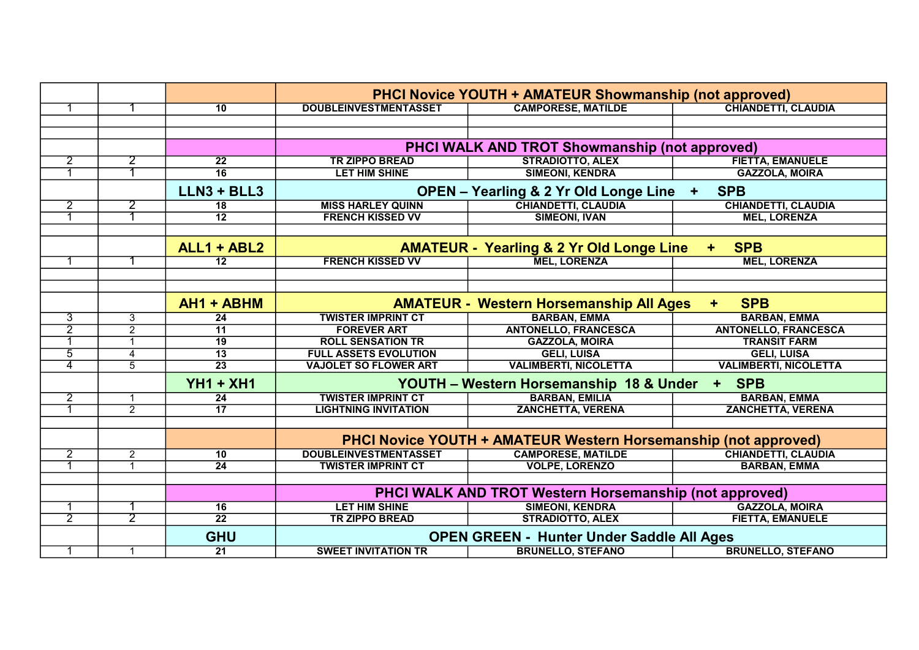| | | | | | |
|---|---|---|---|---|---|
| | | | **PHCI Novice YOUTH + AMATEUR Showmanship (not approved)** | | |
| 1 | 1 | 10 | DOUBLEINVESTMENTASSET | CAMPORESE, MATILDE | CHIANDETTI, CLAUDIA |
| | | | | | |
| | | | | | |
| | | | **PHCI WALK AND TROT Showmanship (not approved)** | | |
| 2 | 2 | 22 | TR ZIPPO BREAD | STRADIOTTO, ALEX | FIETTA, EMANUELE |
| 1 | 1 | 16 | LET HIM SHINE | SIMEONI, KENDRA | GAZZOLA, MOIRA |
| | | **LLN3 + BLL3** | **OPEN – Yearling & 2 Yr Old Longe Line + SPB** | | |
| 2 | 2 | 18 | MISS HARLEY QUINN | CHIANDETTI, CLAUDIA | CHIANDETTI, CLAUDIA |
| 1 | 1 | 12 | FRENCH KISSED VV | SIMEONI, IVAN | MEL, LORENZA |
| | | | | | |
| | | **ALL1 + ABL2** | **AMATEUR - Yearling & 2 Yr Old Longe Line + SPB** | | |
| 1 | 1 | 12 | FRENCH KISSED VV | MEL, LORENZA | MEL, LORENZA |
| | | | | | |
| | | | | | |
| | | **AH1 + ABHM** | **AMATEUR - Western Horsemanship All Ages + SPB** | | |
| 3 | 3 | 24 | TWISTER IMPRINT CT | BARBAN, EMMA | BARBAN, EMMA |
| 2 | 2 | 11 | FOREVER ART | ANTONELLO, FRANCESCA | ANTONELLO, FRANCESCA |
| 1 | 1 | 19 | ROLL SENSATION TR | GAZZOLA, MOIRA | TRANSIT FARM |
| 5 | 4 | 13 | FULL ASSETS EVOLUTION | GELI, LUISA | GELI, LUISA |
| 4 | 5 | 23 | VAJOLET SO FLOWER ART | VALIMBERTI, NICOLETTA | VALIMBERTI, NICOLETTA |
| | | **YH1 + XH1** | **YOUTH – Western Horsemanship 18 & Under + SPB** | | |
| 2 | 1 | 24 | TWISTER IMPRINT CT | BARBAN, EMILIA | BARBAN, EMMA |
| 1 | 2 | 17 | LIGHTNING INVITATION | ZANCHETTA, VERENA | ZANCHETTA, VERENA |
| | | | | | |
| | | | **PHCI Novice YOUTH + AMATEUR Western Horsemanship (not approved)** | | |
| 2 | 2 | 10 | DOUBLEINVESTMENTASSET | CAMPORESE, MATILDE | CHIANDETTI, CLAUDIA |
| 1 | 1 | 24 | TWISTER IMPRINT CT | VOLPE, LORENZO | BARBAN, EMMA |
| | | | | | |
| | | | **PHCI WALK AND TROT Western Horsemanship (not approved)** | | |
| 1 | 1 | 16 | LET HIM SHINE | SIMEONI, KENDRA | GAZZOLA, MOIRA |
| 2 | 2 | 22 | TR ZIPPO BREAD | STRADIOTTO, ALEX | FIETTA, EMANUELE |
| | | **GHU** | **OPEN GREEN - Hunter Under Saddle All Ages** | | |
| 1 | 1 | 21 | SWEET INVITATION TR | BRUNELLO, STEFANO | BRUNELLO, STEFANO |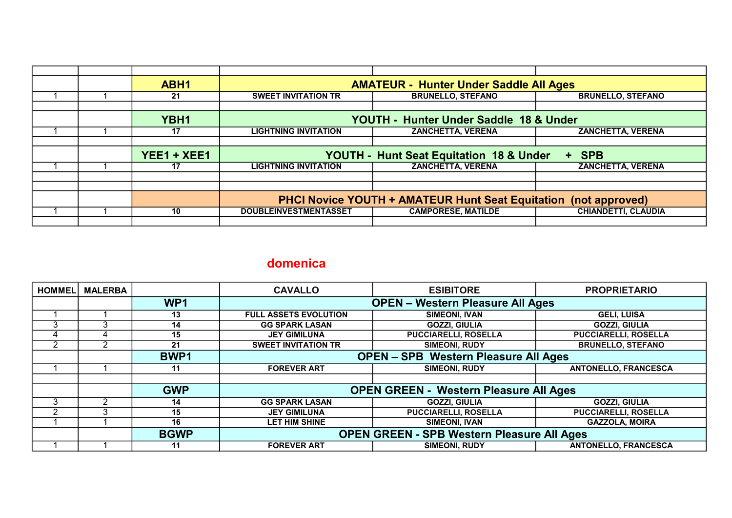| | | | | | |
|---|---|---|---|---|---|
| | | **ABH1** | **AMATEUR - Hunter Under Saddle All Ages** | | |
| 1 | 1 | 21 | SWEET INVITATION TR | BRUNELLO, STEFANO | BRUNELLO, STEFANO |
| | | | | | |
| | | **YBH1** | **YOUTH - Hunter Under Saddle 18 & Under** | | |
| 1 | 1 | 17 | LIGHTNING INVITATION | ZANCHETTA, VERENA | ZANCHETTA, VERENA |
| | | | | | |
| | | **YEE1 + XEE1** | **YOUTH - Hunt Seat Equitation 18 & Under + SPB** | | |
| 1 | 1 | 17 | LIGHTNING INVITATION | ZANCHETTA, VERENA | ZANCHETTA, VERENA |
| | | | | | |
| | | | | | |
| | | | **PHCI Novice YOUTH + AMATEUR Hunt Seat Equitation (not approved)** | | |
| 1 | 1 | 10 | DOUBLEINVESTMENTASSET | CAMPORESE, MATILDE | CHIANDETTI, CLAUDIA |
| | | | | | |

## domenica

| HOMMEL | MALERBA | | CAVALLO | ESIBITORE | PROPRIETARIO |
|---|---|---|---|---|---|
| | | **WP1** | **OPEN – Western Pleasure All Ages** | | |
| 1 | 1 | 13 | FULL ASSETS EVOLUTION | SIMEONI, IVAN | GELI, LUISA |
| 3 | 3 | 14 | GG SPARK LASAN | GOZZI, GIULIA | GOZZI, GIULIA |
| 4 | 4 | 15 | JEY GIMILUNA | PUCCIARELLI, ROSELLA | PUCCIARELLI, ROSELLA |
| 2 | 2 | 21 | SWEET INVITATION TR | SIMEONI, RUDY | BRUNELLO, STEFANO |
| | | **BWP1** | **OPEN – SPB Western Pleasure All Ages** | | |
| 1 | 1 | 11 | FOREVER ART | SIMEONI, RUDY | ANTONELLO, FRANCESCA |
| | | | | | |
| | | **GWP** | **OPEN GREEN - Western Pleasure All Ages** | | |
| 3 | 2 | 14 | GG SPARK LASAN | GOZZI, GIULIA | GOZZI, GIULIA |
| 2 | 3 | 15 | JEY GIMILUNA | PUCCIARELLI, ROSELLA | PUCCIARELLI, ROSELLA |
| 1 | 1 | 16 | LET HIM SHINE | SIMEONI, IVAN | GAZZOLA, MOIRA |
| | | **BGWP** | **OPEN GREEN - SPB Western Pleasure All Ages** | | |
| 1 | 1 | 11 | FOREVER ART | SIMEONI, RUDY | ANTONELLO, FRANCESCA |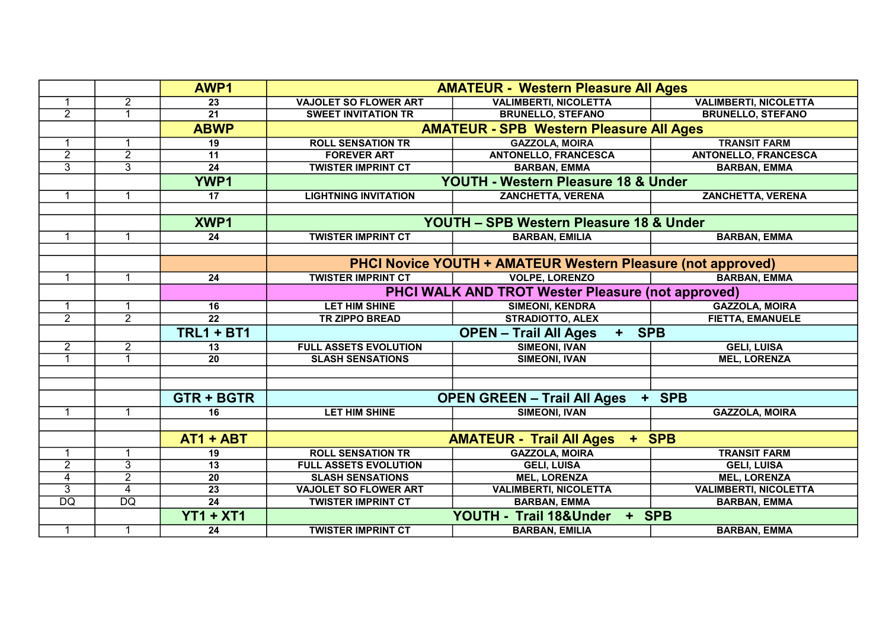| | | | | | |
|---|---|---|---|---|---|
| | | **AWP1** | **AMATEUR - Western Pleasure All Ages** | | |
| 1 | 2 | 23 | VAJOLET SO FLOWER ART | VALIMBERTI, NICOLETTA | VALIMBERTI, NICOLETTA |
| 2 | 1 | 21 | SWEET INVITATION TR | BRUNELLO, STEFANO | BRUNELLO, STEFANO |
| | | **ABWP** | **AMATEUR - SPB Western Pleasure All Ages** | | |
| 1 | 1 | 19 | ROLL SENSATION TR | GAZZOLA, MOIRA | TRANSIT FARM |
| 2 | 2 | 11 | FOREVER ART | ANTONELLO, FRANCESCA | ANTONELLO, FRANCESCA |
| 3 | 3 | 24 | TWISTER IMPRINT CT | BARBAN, EMMA | BARBAN, EMMA |
| | | **YWP1** | **YOUTH - Western Pleasure 18 & Under** | | |
| 1 | 1 | 17 | LIGHTNING INVITATION | ZANCHETTA, VERENA | ZANCHETTA, VERENA |
| | | | | | |
| | | **XWP1** | **YOUTH – SPB Western Pleasure 18 & Under** | | |
| 1 | 1 | 24 | TWISTER IMPRINT CT | BARBAN, EMILIA | BARBAN, EMMA |
| | | | | | |
| | | | **PHCI Novice YOUTH + AMATEUR Western Pleasure (not approved)** | | |
| 1 | 1 | 24 | TWISTER IMPRINT CT | VOLPE, LORENZO | BARBAN, EMMA |
| | | | **PHCI WALK AND TROT Wester Pleasure (not approved)** | | |
| 1 | 1 | 16 | LET HIM SHINE | SIMEONI, KENDRA | GAZZOLA, MOIRA |
| 2 | 2 | 22 | TR ZIPPO BREAD | STRADIOTTO, ALEX | FIETTA, EMANUELE |
| | | **TRL1 + BT1** | **OPEN – Trail All Ages + SPB** | | |
| 2 | 2 | 13 | FULL ASSETS EVOLUTION | SIMEONI, IVAN | GELI, LUISA |
| 1 | 1 | 20 | SLASH SENSATIONS | SIMEONI, IVAN | MEL, LORENZA |
| | | | | | |
| | | | | | |
| | | **GTR + BGTR** | **OPEN GREEN – Trail All Ages + SPB** | | |
| 1 | 1 | 16 | LET HIM SHINE | SIMEONI, IVAN | GAZZOLA, MOIRA |
| | | | | | |
| | | **AT1 + ABT** | **AMATEUR - Trail All Ages + SPB** | | |
| 1 | 1 | 19 | ROLL SENSATION TR | GAZZOLA, MOIRA | TRANSIT FARM |
| 2 | 3 | 13 | FULL ASSETS EVOLUTION | GELI, LUISA | GELI, LUISA |
| 4 | 2 | 20 | SLASH SENSATIONS | MEL, LORENZA | MEL, LORENZA |
| 3 | 4 | 23 | VAJOLET SO FLOWER ART | VALIMBERTI, NICOLETTA | VALIMBERTI, NICOLETTA |
| DQ | DQ | 24 | TWISTER IMPRINT CT | BARBAN, EMMA | BARBAN, EMMA |
| | | **YT1 + XT1** | **YOUTH - Trail 18&Under + SPB** | | |
| 1 | 1 | 24 | TWISTER IMPRINT CT | BARBAN, EMILIA | BARBAN, EMMA |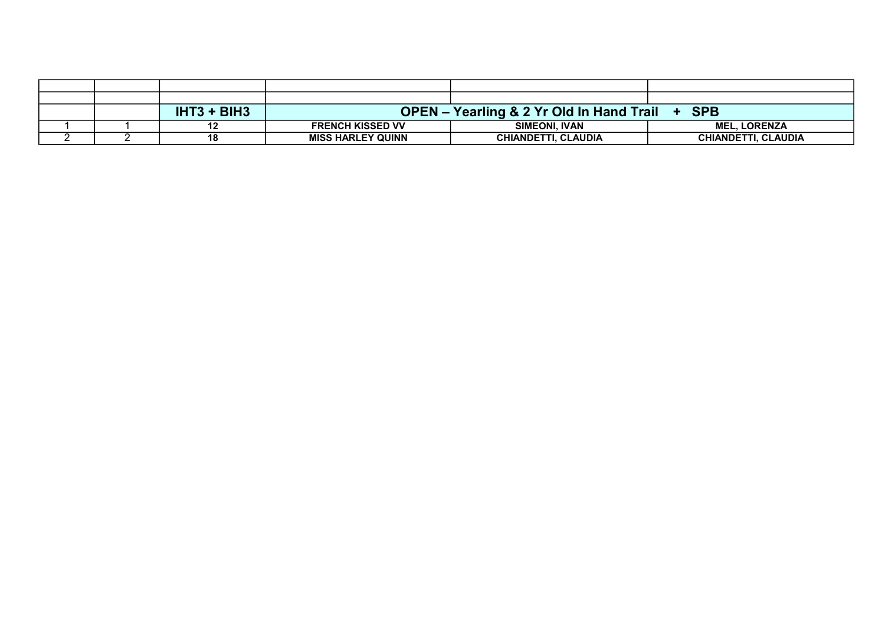| | | | | | |
|---|---|---|---|---|---|
| | | | | | |
| | | | | | |
| | | **IHT3 + BIH3** | **OPEN – Yearling & 2 Yr Old In Hand Trail + SPB** | | |
| 1 | 1 | **12** | **FRENCH KISSED VV** | **SIMEONI, IVAN** | **MEL, LORENZA** |
| 2 | 2 | **18** | **MISS HARLEY QUINN** | **CHIANDETTI, CLAUDIA** | **CHIANDETTI, CLAUDIA** |